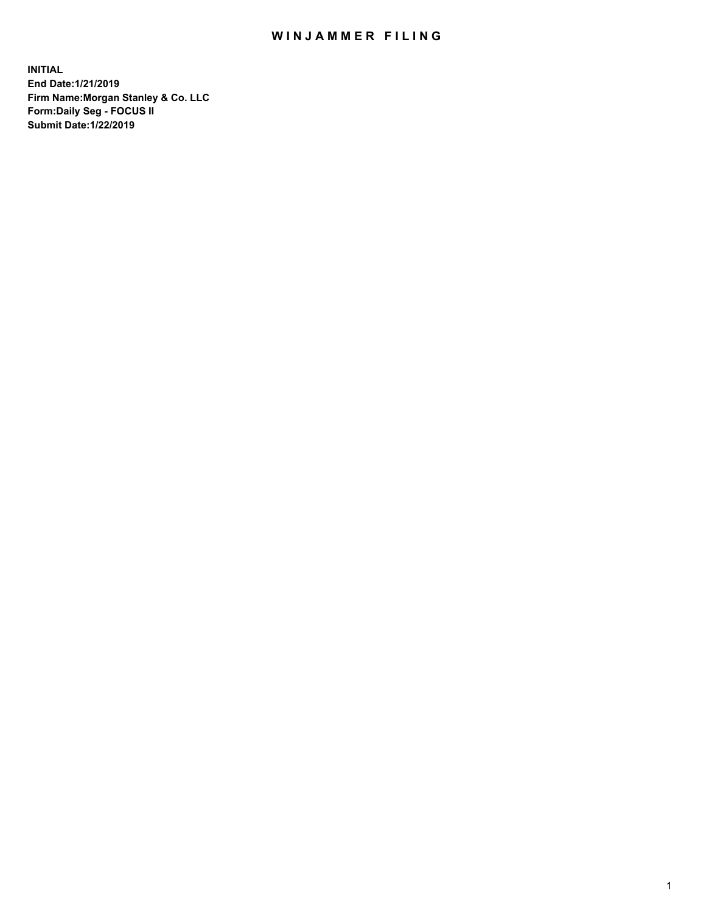# WINJAMMER FILING

**INITIAL**
**End Date:1/21/2019**
**Firm Name:Morgan Stanley & Co. LLC**
**Form:Daily Seg - FOCUS II**
**Submit Date:1/22/2019**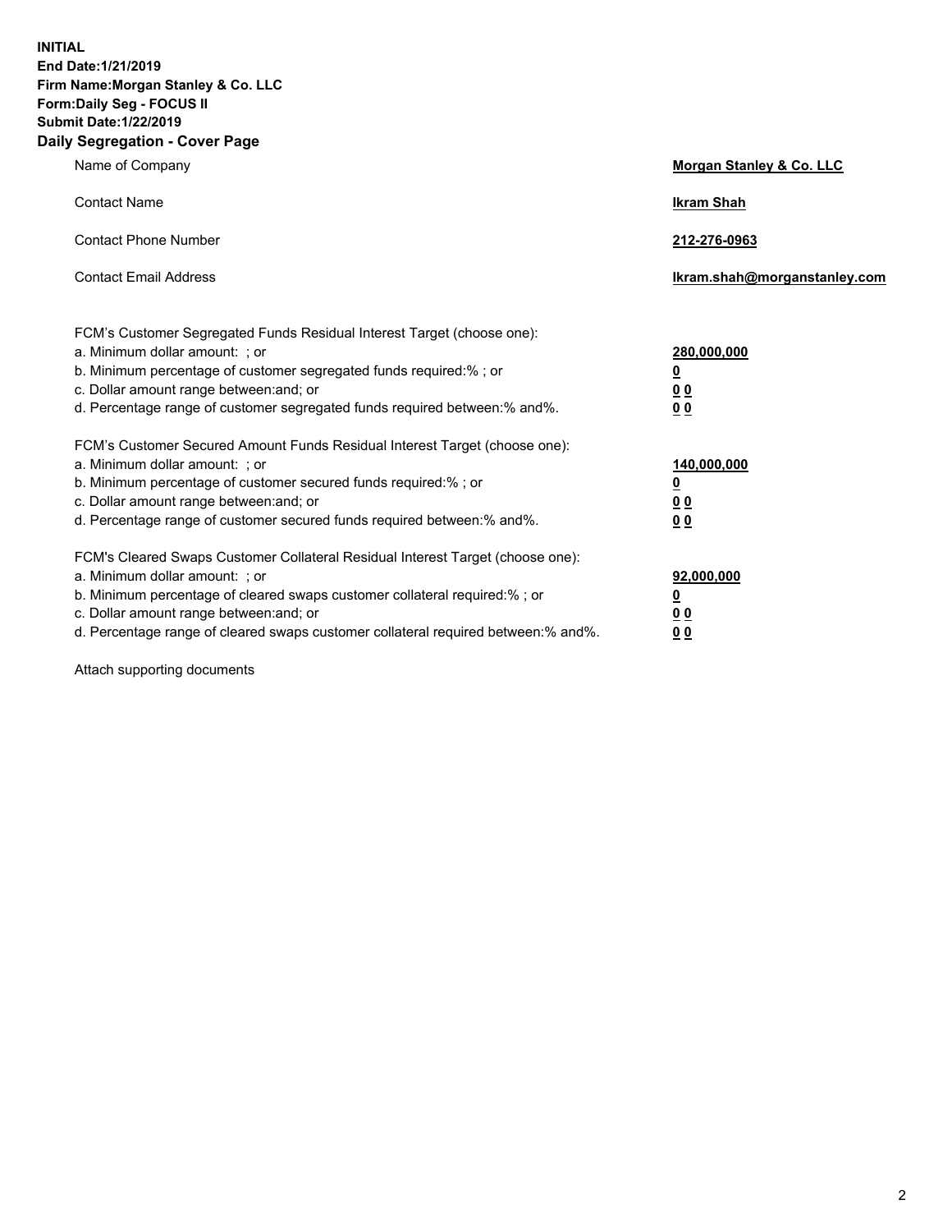**INITIAL**
**End Date:1/21/2019**
**Firm Name:Morgan Stanley & Co. LLC**
**Form:Daily Seg - FOCUS II**
**Submit Date:1/22/2019**
**Daily Segregation - Cover Page**

| | |
|---|---|
| Name of Company | **Morgan Stanley & Co. LLC** |
| Contact Name | **Ikram Shah** |
| Contact Phone Number | **212-276-0963** |
| Contact Email Address | **Ikram.shah@morganstanley.com** |

| | |
|---|---|
| FCM's Customer Segregated Funds Residual Interest Target (choose one): | |
| a. Minimum dollar amount: ; or | **280,000,000** |
| b. Minimum percentage of customer segregated funds required:% ; or | **0** |
| c. Dollar amount range between:and; or | **0 0** |
| d. Percentage range of customer segregated funds required between:% and%. | **0 0** |
| FCM's Customer Secured Amount Funds Residual Interest Target (choose one): | |
| a. Minimum dollar amount: ; or | **140,000,000** |
| b. Minimum percentage of customer secured funds required:% ; or | **0** |
| c. Dollar amount range between:and; or | **0 0** |
| d. Percentage range of customer secured funds required between:% and%. | **0 0** |
| FCM's Cleared Swaps Customer Collateral Residual Interest Target (choose one): | |
| a. Minimum dollar amount: ; or | **92,000,000** |
| b. Minimum percentage of cleared swaps customer collateral required:% ; or | **0** |
| c. Dollar amount range between:and; or | **0 0** |
| d. Percentage range of cleared swaps customer collateral required between:% and%. | **0 0** |

Attach supporting documents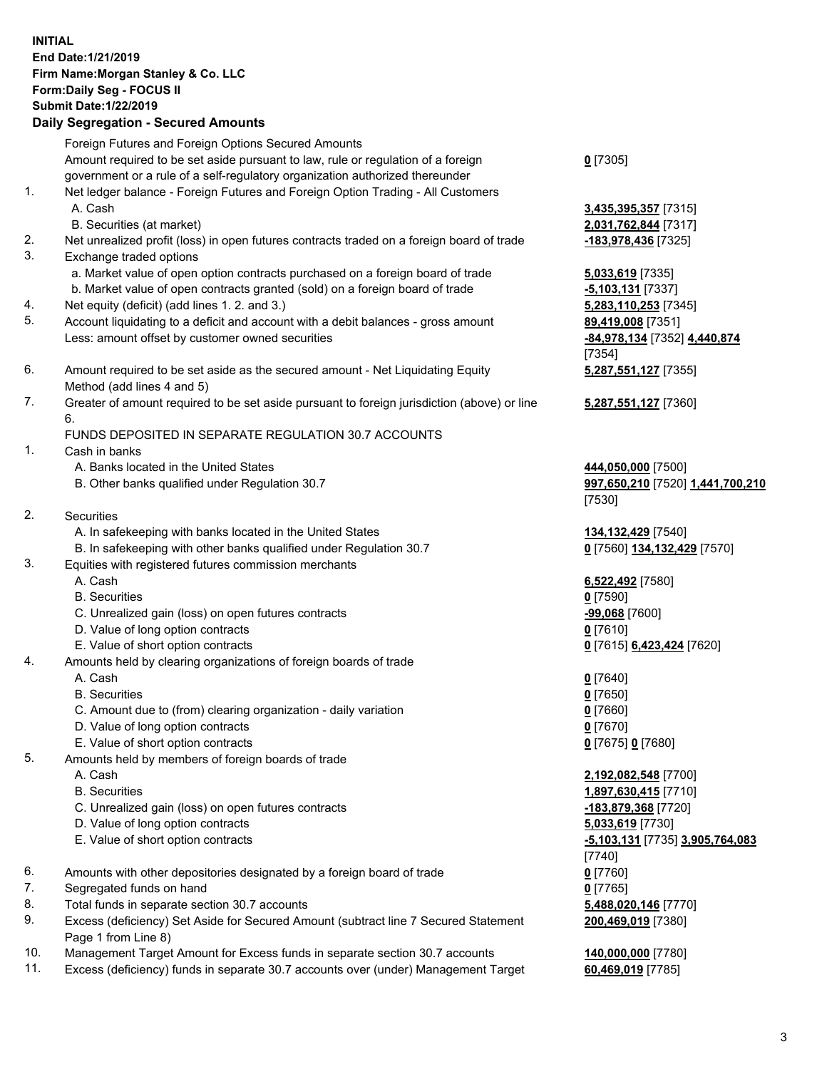**INITIAL**
**End Date:1/21/2019**
**Firm Name:Morgan Stanley & Co. LLC**
**Form:Daily Seg - FOCUS II**
**Submit Date:1/22/2019**

## Daily Segregation - Secured Amounts

| | | |
|---|---|---|
| | Foreign Futures and Foreign Options Secured Amounts | |
| | Amount required to be set aside pursuant to law, rule or regulation of a foreign government or a rule of a self-regulatory organization authorized thereunder | **0** [7305] |
| 1. | Net ledger balance - Foreign Futures and Foreign Option Trading - All Customers | |
| | A. Cash | **3,435,395,357** [7315] |
| | B. Securities (at market) | **2,031,762,844** [7317] |
| 2. | Net unrealized profit (loss) in open futures contracts traded on a foreign board of trade | **-183,978,436** [7325] |
| 3. | Exchange traded options | |
| | a. Market value of open option contracts purchased on a foreign board of trade | **5,033,619** [7335] |
| | b. Market value of open contracts granted (sold) on a foreign board of trade | **-5,103,131** [7337] |
| 4. | Net equity (deficit) (add lines 1. 2. and 3.) | **5,283,110,253** [7345] |
| 5. | Account liquidating to a deficit and account with a debit balances - gross amount | **89,419,008** [7351] |
| | Less: amount offset by customer owned securities | **-84,978,134** [7352] **4,440,874** [7354] |
| 6. | Amount required to be set aside as the secured amount - Net Liquidating Equity Method (add lines 4 and 5) | **5,287,551,127** [7355] |
| 7. | Greater of amount required to be set aside pursuant to foreign jurisdiction (above) or line 6. | **5,287,551,127** [7360] |
| | FUNDS DEPOSITED IN SEPARATE REGULATION 30.7 ACCOUNTS | |
| 1. | Cash in banks | |
| | A. Banks located in the United States | **444,050,000** [7500] |
| | B. Other banks qualified under Regulation 30.7 | **997,650,210** [7520] **1,441,700,210** [7530] |
| 2. | Securities | |
| | A. In safekeeping with banks located in the United States | **134,132,429** [7540] |
| | B. In safekeeping with other banks qualified under Regulation 30.7 | **0** [7560] **134,132,429** [7570] |
| 3. | Equities with registered futures commission merchants | |
| | A. Cash | **6,522,492** [7580] |
| | B. Securities | **0** [7590] |
| | C. Unrealized gain (loss) on open futures contracts | **-99,068** [7600] |
| | D. Value of long option contracts | **0** [7610] |
| | E. Value of short option contracts | **0** [7615] **6,423,424** [7620] |
| 4. | Amounts held by clearing organizations of foreign boards of trade | |
| | A. Cash | **0** [7640] |
| | B. Securities | **0** [7650] |
| | C. Amount due to (from) clearing organization - daily variation | **0** [7660] |
| | D. Value of long option contracts | **0** [7670] |
| | E. Value of short option contracts | **0** [7675] **0** [7680] |
| 5. | Amounts held by members of foreign boards of trade | |
| | A. Cash | **2,192,082,548** [7700] |
| | B. Securities | **1,897,630,415** [7710] |
| | C. Unrealized gain (loss) on open futures contracts | **-183,879,368** [7720] |
| | D. Value of long option contracts | **5,033,619** [7730] |
| | E. Value of short option contracts | **-5,103,131** [7735] **3,905,764,083** [7740] |
| 6. | Amounts with other depositories designated by a foreign board of trade | **0** [7760] |
| 7. | Segregated funds on hand | **0** [7765] |
| 8. | Total funds in separate section 30.7 accounts | **5,488,020,146** [7770] |
| 9. | Excess (deficiency) Set Aside for Secured Amount (subtract line 7 Secured Statement Page 1 from Line 8) | **200,469,019** [7380] |
| 10. | Management Target Amount for Excess funds in separate section 30.7 accounts | **140,000,000** [7780] |
| 11. | Excess (deficiency) funds in separate 30.7 accounts over (under) Management Target | **60,469,019** [7785] |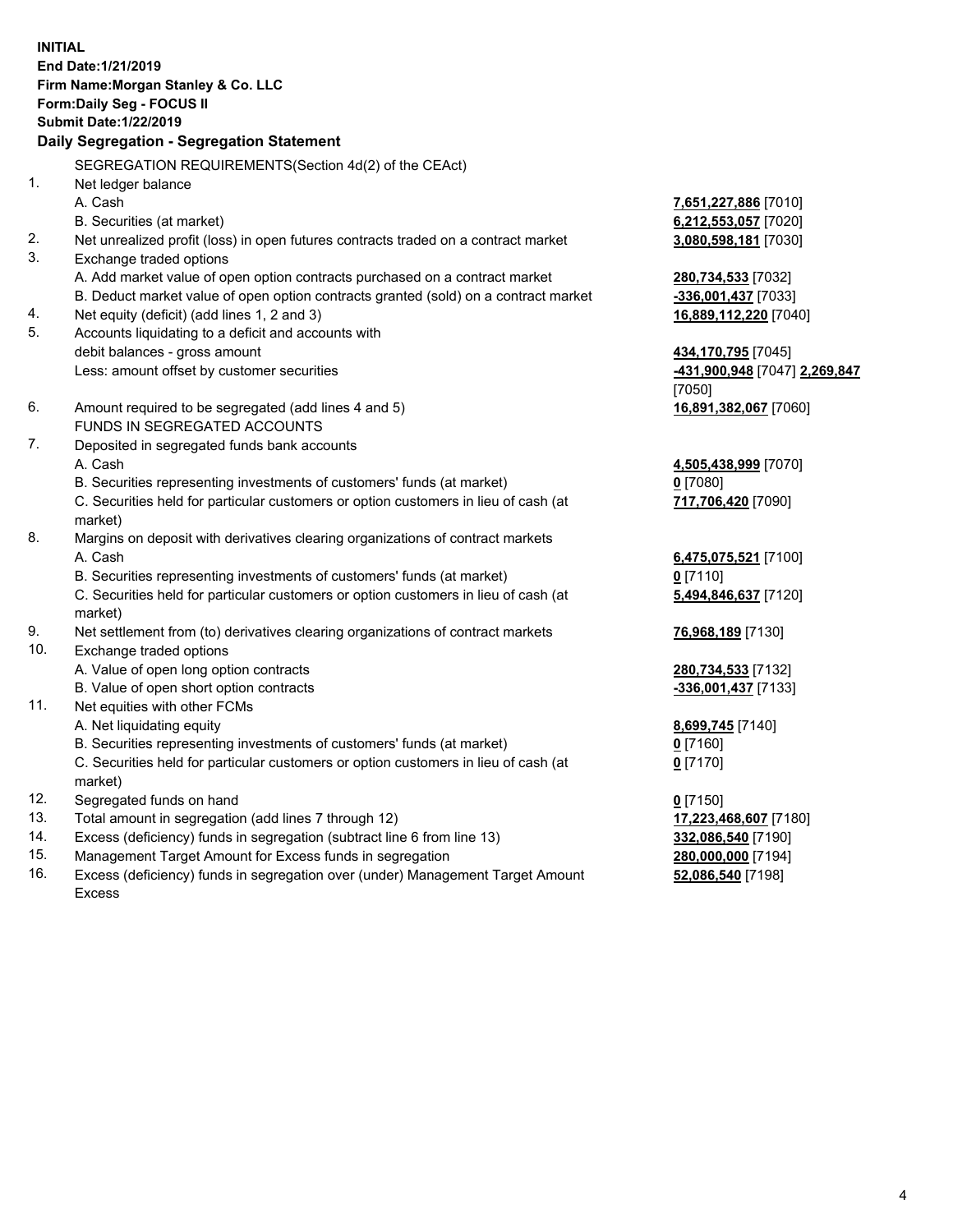**INITIAL**
**End Date:1/21/2019**
**Firm Name:Morgan Stanley & Co. LLC**
**Form:Daily Seg - FOCUS II**
**Submit Date:1/22/2019**

**Daily Segregation - Segregation Statement**

SEGREGATION REQUIREMENTS(Section 4d(2) of the CEAct)

| | | |
|---|---|---|
| 1. | Net ledger balance | |
| | A. Cash | **7,651,227,886** [7010] |
| | B. Securities (at market) | **6,212,553,057** [7020] |
| 2. | Net unrealized profit (loss) in open futures contracts traded on a contract market | **3,080,598,181** [7030] |
| 3. | Exchange traded options | |
| | A. Add market value of open option contracts purchased on a contract market | **280,734,533** [7032] |
| | B. Deduct market value of open option contracts granted (sold) on a contract market | **-336,001,437** [7033] |
| 4. | Net equity (deficit) (add lines 1, 2 and 3) | **16,889,112,220** [7040] |
| 5. | Accounts liquidating to a deficit and accounts with debit balances - gross amount | **434,170,795** [7045] |
| | Less: amount offset by customer securities | **-431,900,948** [7047] **2,269,847** [7050] |
| 6. | Amount required to be segregated (add lines 4 and 5) | **16,891,382,067** [7060] |
| | FUNDS IN SEGREGATED ACCOUNTS | |
| 7. | Deposited in segregated funds bank accounts | |
| | A. Cash | **4,505,438,999** [7070] |
| | B. Securities representing investments of customers' funds (at market) | **0** [7080] |
| | C. Securities held for particular customers or option customers in lieu of cash (at market) | **717,706,420** [7090] |
| 8. | Margins on deposit with derivatives clearing organizations of contract markets | |
| | A. Cash | **6,475,075,521** [7100] |
| | B. Securities representing investments of customers' funds (at market) | **0** [7110] |
| | C. Securities held for particular customers or option customers in lieu of cash (at market) | **5,494,846,637** [7120] |
| 9. | Net settlement from (to) derivatives clearing organizations of contract markets | **76,968,189** [7130] |
| 10. | Exchange traded options | |
| | A. Value of open long option contracts | **280,734,533** [7132] |
| | B. Value of open short option contracts | **-336,001,437** [7133] |
| 11. | Net equities with other FCMs | |
| | A. Net liquidating equity | **8,699,745** [7140] |
| | B. Securities representing investments of customers' funds (at market) | **0** [7160] |
| | C. Securities held for particular customers or option customers in lieu of cash (at market) | **0** [7170] |
| 12. | Segregated funds on hand | **0** [7150] |
| 13. | Total amount in segregation (add lines 7 through 12) | **17,223,468,607** [7180] |
| 14. | Excess (deficiency) funds in segregation (subtract line 6 from line 13) | **332,086,540** [7190] |
| 15. | Management Target Amount for Excess funds in segregation | **280,000,000** [7194] |
| 16. | Excess (deficiency) funds in segregation over (under) Management Target Amount Excess | **52,086,540** [7198] |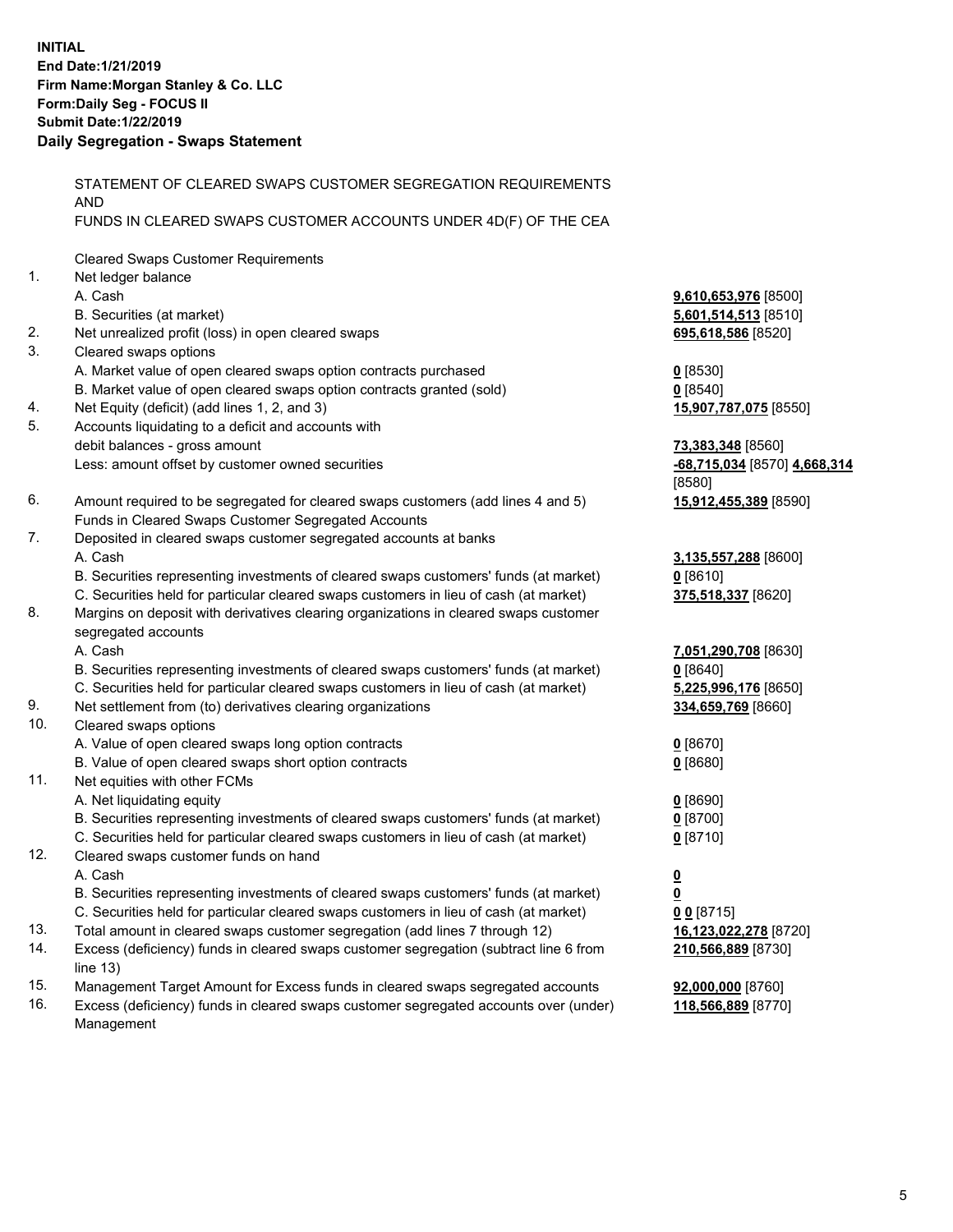**INITIAL**
**End Date:1/21/2019**
**Firm Name:Morgan Stanley & Co. LLC**
**Form:Daily Seg - FOCUS II**
**Submit Date:1/22/2019**
**Daily Segregation - Swaps Statement**

STATEMENT OF CLEARED SWAPS CUSTOMER SEGREGATION REQUIREMENTS AND FUNDS IN CLEARED SWAPS CUSTOMER ACCOUNTS UNDER 4D(F) OF THE CEA

| | | |
|---|---|---|
| | Cleared Swaps Customer Requirements | |
| 1. | Net ledger balance | |
| | A. Cash | **9,610,653,976** [8500] |
| | B. Securities (at market) | **5,601,514,513** [8510] |
| 2. | Net unrealized profit (loss) in open cleared swaps | **695,618,586** [8520] |
| 3. | Cleared swaps options | |
| | A. Market value of open cleared swaps option contracts purchased | **0** [8530] |
| | B. Market value of open cleared swaps option contracts granted (sold) | **0** [8540] |
| 4. | Net Equity (deficit) (add lines 1, 2, and 3) | **15,907,787,075** [8550] |
| 5. | Accounts liquidating to a deficit and accounts with debit balances - gross amount | **73,383,348** [8560] |
| | Less: amount offset by customer owned securities | **-68,715,034** [8570] **4,668,314** [8580] |
| 6. | Amount required to be segregated for cleared swaps customers (add lines 4 and 5) | **15,912,455,389** [8590] |
| | Funds in Cleared Swaps Customer Segregated Accounts | |
| 7. | Deposited in cleared swaps customer segregated accounts at banks | |
| | A. Cash | **3,135,557,288** [8600] |
| | B. Securities representing investments of cleared swaps customers' funds (at market) | **0** [8610] |
| | C. Securities held for particular cleared swaps customers in lieu of cash (at market) | **375,518,337** [8620] |
| 8. | Margins on deposit with derivatives clearing organizations in cleared swaps customer segregated accounts | |
| | A. Cash | **7,051,290,708** [8630] |
| | B. Securities representing investments of cleared swaps customers' funds (at market) | **0** [8640] |
| | C. Securities held for particular cleared swaps customers in lieu of cash (at market) | **5,225,996,176** [8650] |
| 9. | Net settlement from (to) derivatives clearing organizations | **334,659,769** [8660] |
| 10. | Cleared swaps options | |
| | A. Value of open cleared swaps long option contracts | **0** [8670] |
| | B. Value of open cleared swaps short option contracts | **0** [8680] |
| 11. | Net equities with other FCMs | |
| | A. Net liquidating equity | **0** [8690] |
| | B. Securities representing investments of cleared swaps customers' funds (at market) | **0** [8700] |
| | C. Securities held for particular cleared swaps customers in lieu of cash (at market) | **0** [8710] |
| 12. | Cleared swaps customer funds on hand | |
| | A. Cash | **0** |
| | B. Securities representing investments of cleared swaps customers' funds (at market) | **0** |
| | C. Securities held for particular cleared swaps customers in lieu of cash (at market) | **0** **0** [8715] |
| 13. | Total amount in cleared swaps customer segregation (add lines 7 through 12) | **16,123,022,278** [8720] |
| 14. | Excess (deficiency) funds in cleared swaps customer segregation (subtract line 6 from line 13) | **210,566,889** [8730] |
| 15. | Management Target Amount for Excess funds in cleared swaps segregated accounts | **92,000,000** [8760] |
| 16. | Excess (deficiency) funds in cleared swaps customer segregated accounts over (under) Management | **118,566,889** [8770] |